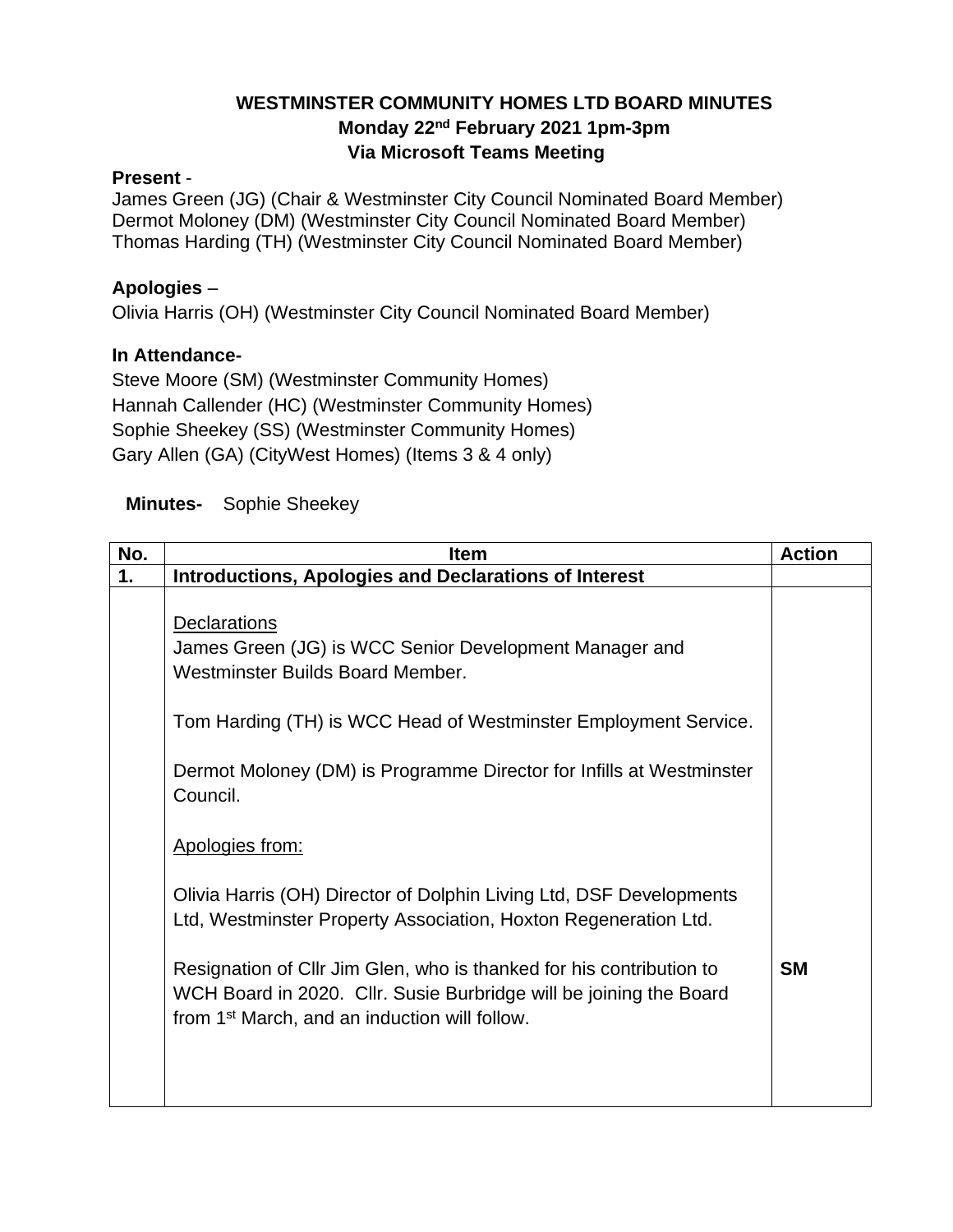**WESTMINSTER COMMUNITY HOMES LTD BOARD MINUTES**
**Monday 22nd February 2021 1pm-3pm**
**Via Microsoft Teams Meeting**

**Present** -
James Green (JG) (Chair & Westminster City Council Nominated Board Member)
Dermot Moloney (DM) (Westminster City Council Nominated Board Member)
Thomas Harding (TH) (Westminster City Council Nominated Board Member)

**Apologies** –
Olivia Harris (OH) (Westminster City Council Nominated Board Member)

**In Attendance-**
Steve Moore (SM) (Westminster Community Homes)
Hannah Callender (HC) (Westminster Community Homes)
Sophie Sheekey (SS) (Westminster Community Homes)
Gary Allen (GA) (CityWest Homes) (Items 3 & 4 only)

**Minutes-** Sophie Sheekey

| No. | Item | Action |
|---|---|---|
| **1.** | **Introductions, Apologies and Declarations of Interest** | |
| | Declarations<br>James Green (JG) is WCC Senior Development Manager and Westminster Builds Board Member.<br><br>Tom Harding (TH) is WCC Head of Westminster Employment Service.<br><br>Dermot Moloney (DM) is Programme Director for Infills at Westminster Council.<br><br>Apologies from:<br><br>Olivia Harris (OH) Director of Dolphin Living Ltd, DSF Developments Ltd, Westminster Property Association, Hoxton Regeneration Ltd.<br><br>Resignation of Cllr Jim Glen, who is thanked for his contribution to WCH Board in 2020. Cllr. Susie Burbridge will be joining the Board from 1st March, and an induction will follow. | **SM** |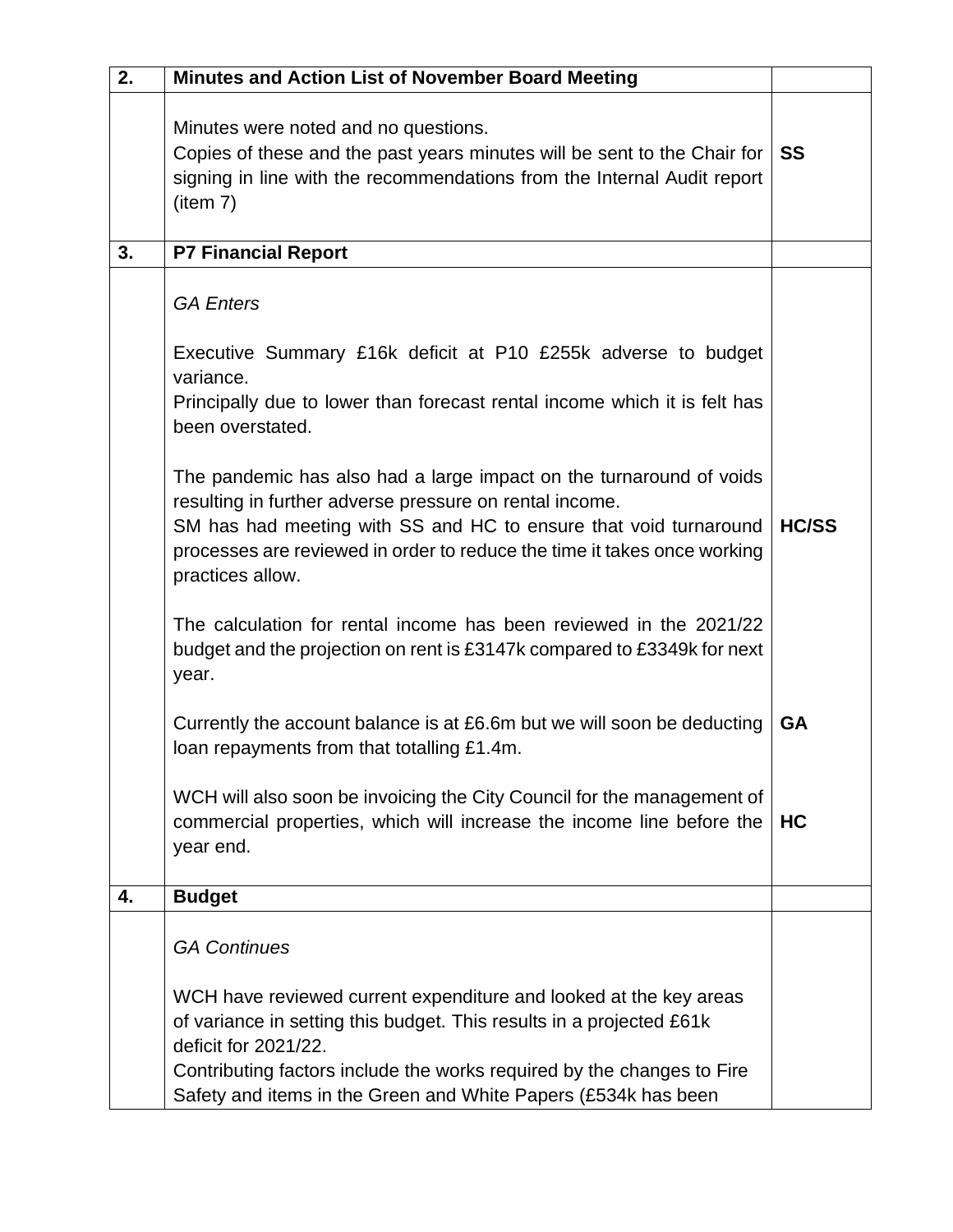| | | |
|---|---|---|
| **2.** | **Minutes and Action List of November Board Meeting** | |
| | Minutes were noted and no questions.<br>Copies of these and the past years minutes will be sent to the Chair for signing in line with the recommendations from the Internal Audit report (item 7) | **SS** |
| **3.** | **P7 Financial Report** | |
| | *GA Enters*<br><br>Executive Summary £16k deficit at P10 £255k adverse to budget variance.<br>Principally due to lower than forecast rental income which it is felt has been overstated.<br><br>The pandemic has also had a large impact on the turnaround of voids resulting in further adverse pressure on rental income.<br>SM has had meeting with SS and HC to ensure that void turnaround processes are reviewed in order to reduce the time it takes once working practices allow.<br><br>The calculation for rental income has been reviewed in the 2021/22 budget and the projection on rent is £3147k compared to £3349k for next year.<br><br>Currently the account balance is at £6.6m but we will soon be deducting loan repayments from that totalling £1.4m.<br><br>WCH will also soon be invoicing the City Council for the management of commercial properties, which will increase the income line before the year end. | **HC/SS**<br><br>**GA**<br><br>**HC** |
| **4.** | **Budget** | |
| | *GA Continues*<br><br>WCH have reviewed current expenditure and looked at the key areas of variance in setting this budget. This results in a projected £61k deficit for 2021/22.<br>Contributing factors include the works required by the changes to Fire Safety and items in the Green and White Papers (£534k has been | |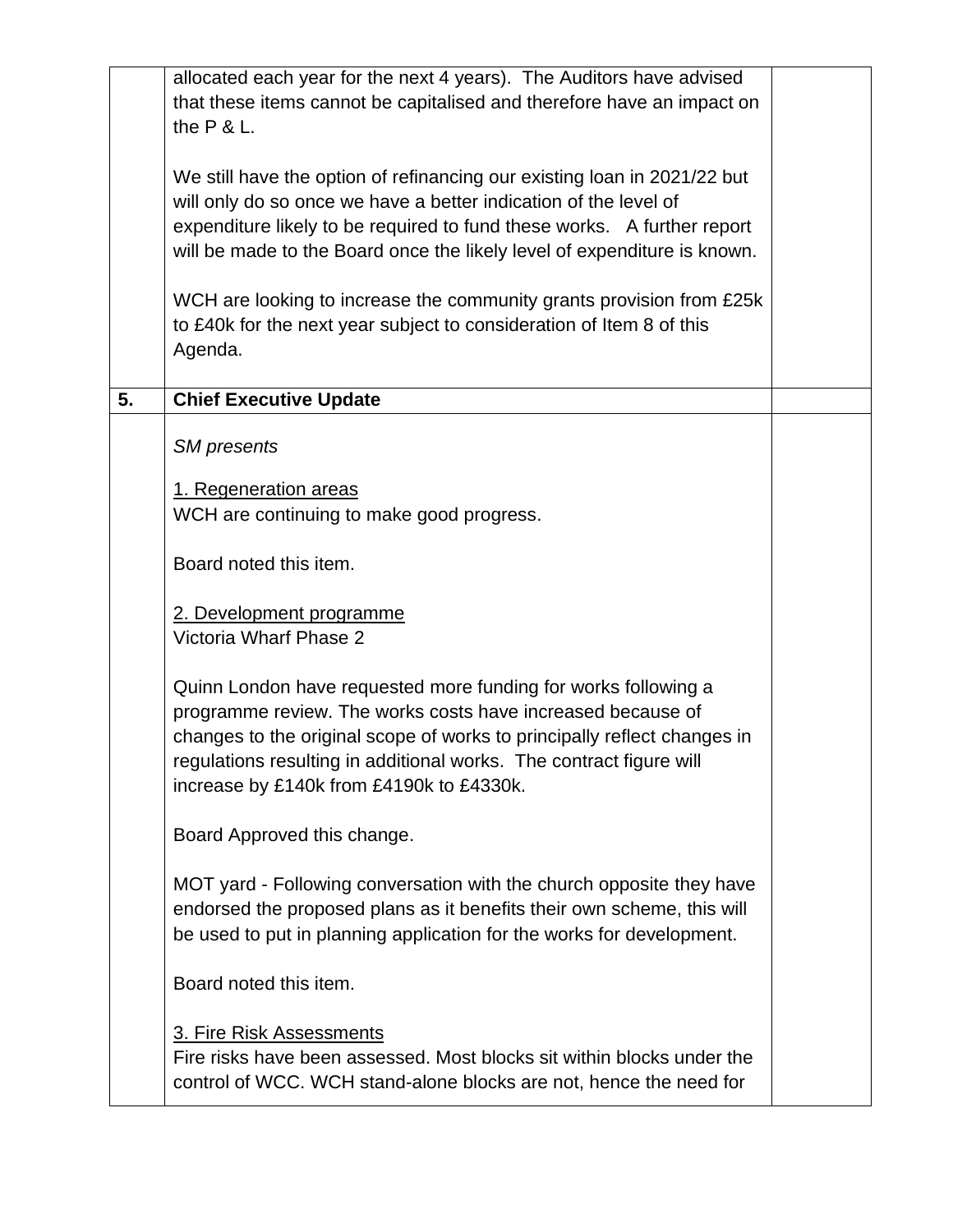| | | |
|---|---|---|
| | allocated each year for the next 4 years). The Auditors have advised that these items cannot be capitalised and therefore have an impact on the P & L.<br><br>We still have the option of refinancing our existing loan in 2021/22 but will only do so once we have a better indication of the level of expenditure likely to be required to fund these works. A further report will be made to the Board once the likely level of expenditure is known.<br><br>WCH are looking to increase the community grants provision from £25k to £40k for the next year subject to consideration of Item 8 of this Agenda. | |
| **5.** | **Chief Executive Update** | |
| | *SM presents*<br><br><u>1. Regeneration areas</u><br>WCH are continuing to make good progress.<br><br>Board noted this item.<br><br><u>2. Development programme</u><br>Victoria Wharf Phase 2<br><br>Quinn London have requested more funding for works following a programme review. The works costs have increased because of changes to the original scope of works to principally reflect changes in regulations resulting in additional works. The contract figure will increase by £140k from £4190k to £4330k.<br><br>Board Approved this change.<br><br>MOT yard - Following conversation with the church opposite they have endorsed the proposed plans as it benefits their own scheme, this will be used to put in planning application for the works for development.<br><br>Board noted this item.<br><br><u>3. Fire Risk Assessments</u><br>Fire risks have been assessed. Most blocks sit within blocks under the control of WCC. WCH stand-alone blocks are not, hence the need for | |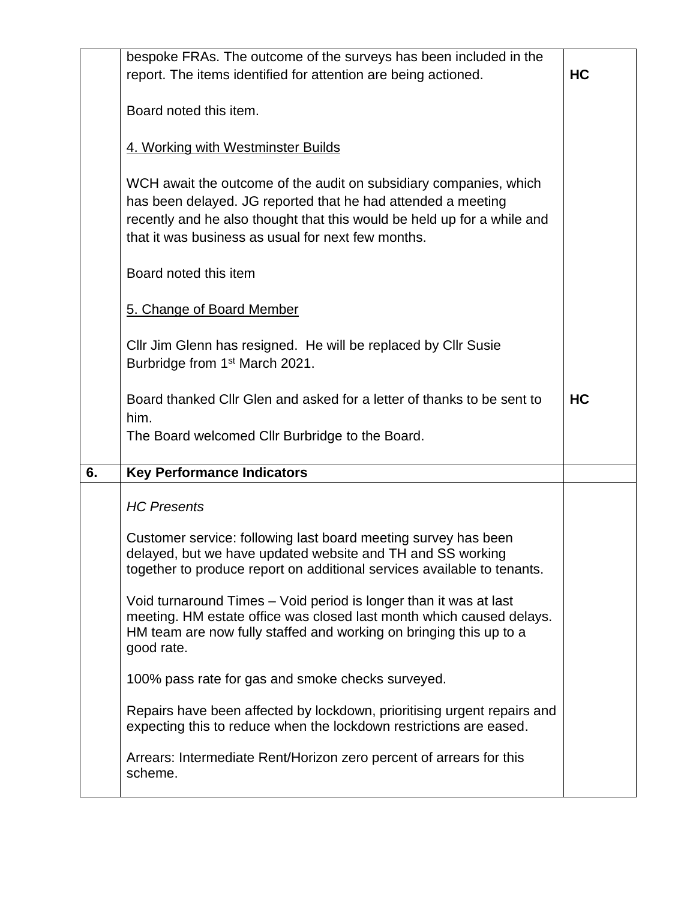| | | |
|---|---|---|
| | bespoke FRAs. The outcome of the surveys has been included in the report. The items identified for attention are being actioned.<br><br>Board noted this item.<br><br><u>4. Working with Westminster Builds</u><br><br>WCH await the outcome of the audit on subsidiary companies, which has been delayed. JG reported that he had attended a meeting recently and he also thought that this would be held up for a while and that it was business as usual for next few months.<br><br>Board noted this item<br><br><u>5. Change of Board Member</u><br><br>Cllr Jim Glenn has resigned. He will be replaced by Cllr Susie Burbridge from 1st March 2021.<br><br>Board thanked Cllr Glen and asked for a letter of thanks to be sent to him.<br>The Board welcomed Cllr Burbridge to the Board. | **HC**<br><br><br><br><br><br><br><br><br><br><br><br><br><br><br>**HC** |
| **6.** | **Key Performance Indicators** | |
| | *HC Presents*<br><br>Customer service: following last board meeting survey has been delayed, but we have updated website and TH and SS working together to produce report on additional services available to tenants.<br><br>Void turnaround Times – Void period is longer than it was at last meeting. HM estate office was closed last month which caused delays. HM team are now fully staffed and working on bringing this up to a good rate.<br><br>100% pass rate for gas and smoke checks surveyed.<br><br>Repairs have been affected by lockdown, prioritising urgent repairs and expecting this to reduce when the lockdown restrictions are eased.<br><br>Arrears: Intermediate Rent/Horizon zero percent of arrears for this scheme. | |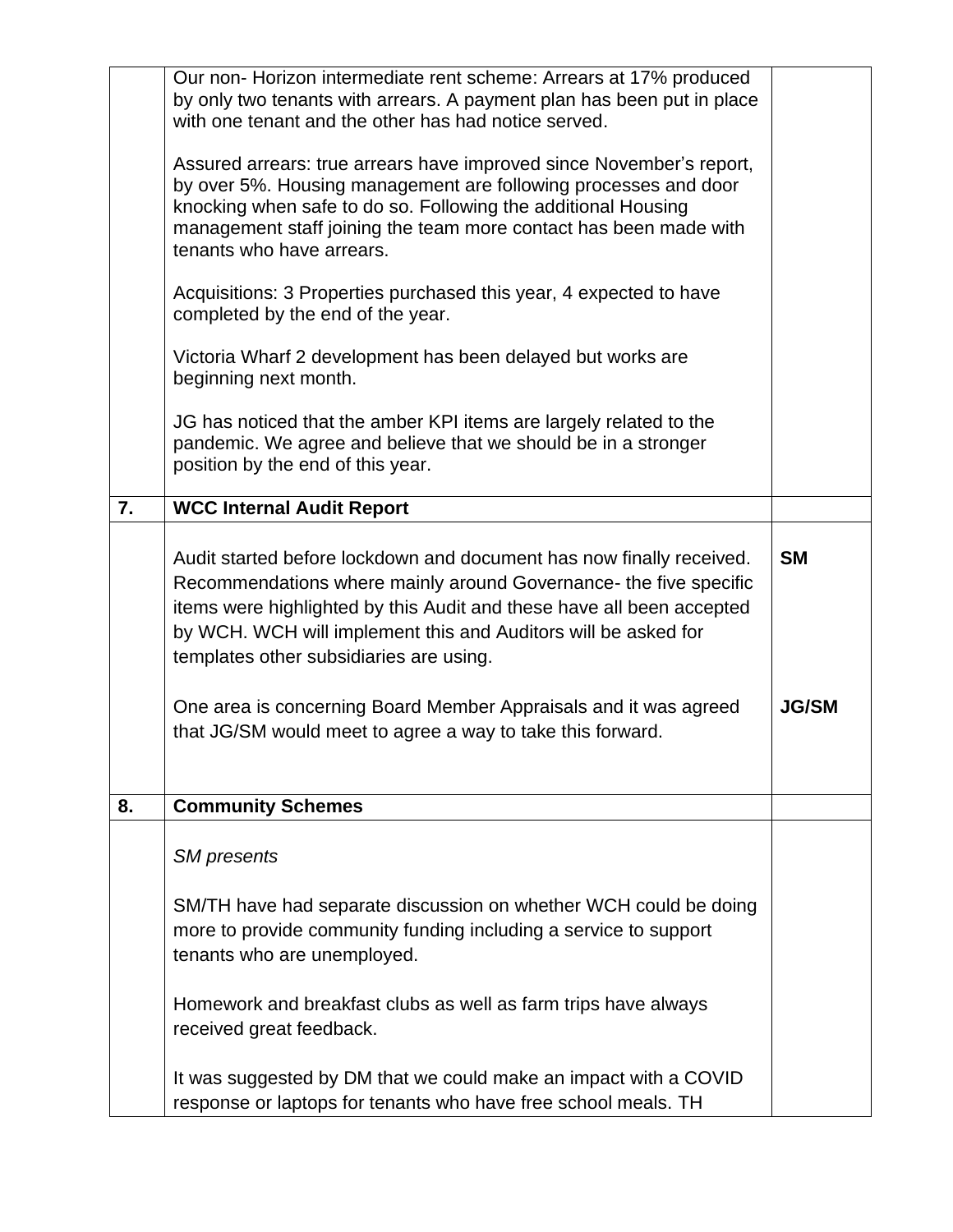| | | |
|---|---|---|
| | Our non- Horizon intermediate rent scheme: Arrears at 17% produced by only two tenants with arrears. A payment plan has been put in place with one tenant and the other has had notice served.<br><br>Assured arrears: true arrears have improved since November's report, by over 5%. Housing management are following processes and door knocking when safe to do so. Following the additional Housing management staff joining the team more contact has been made with tenants who have arrears.<br><br>Acquisitions: 3 Properties purchased this year, 4 expected to have completed by the end of the year.<br><br>Victoria Wharf 2 development has been delayed but works are beginning next month.<br><br>JG has noticed that the amber KPI items are largely related to the pandemic. We agree and believe that we should be in a stronger position by the end of this year. | |
| **7.** | **WCC Internal Audit Report** | |
| | Audit started before lockdown and document has now finally received. Recommendations where mainly around Governance- the five specific items were highlighted by this Audit and these have all been accepted by WCH. WCH will implement this and Auditors will be asked for templates other subsidiaries are using. | **SM** |
| | One area is concerning Board Member Appraisals and it was agreed that JG/SM would meet to agree a way to take this forward. | **JG/SM** |
| **8.** | **Community Schemes** | |
| | *SM presents*<br><br>SM/TH have had separate discussion on whether WCH could be doing more to provide community funding including a service to support tenants who are unemployed.<br><br>Homework and breakfast clubs as well as farm trips have always received great feedback.<br><br>It was suggested by DM that we could make an impact with a COVID response or laptops for tenants who have free school meals. TH | |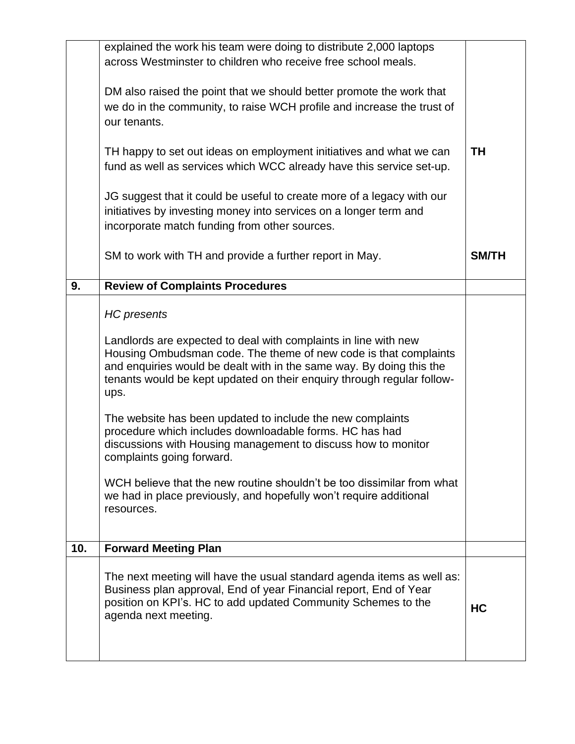| | | |
|---|---|---|
| | explained the work his team were doing to distribute 2,000 laptops across Westminster to children who receive free school meals.<br><br>DM also raised the point that we should better promote the work that we do in the community, to raise WCH profile and increase the trust of our tenants.<br><br>TH happy to set out ideas on employment initiatives and what we can fund as well as services which WCC already have this service set-up.<br><br>JG suggest that it could be useful to create more of a legacy with our initiatives by investing money into services on a longer term and incorporate match funding from other sources.<br><br>SM to work with TH and provide a further report in May. | <br><br><br><br><br>**TH**<br><br><br><br><br>**SM/TH** |
| **9.** | **Review of Complaints Procedures** | |
| | *HC presents*<br><br>Landlords are expected to deal with complaints in line with new Housing Ombudsman code. The theme of new code is that complaints and enquiries would be dealt with in the same way. By doing this the tenants would be kept updated on their enquiry through regular follow-ups.<br><br>The website has been updated to include the new complaints procedure which includes downloadable forms. HC has had discussions with Housing management to discuss how to monitor complaints going forward.<br><br>WCH believe that the new routine shouldn't be too dissimilar from what we had in place previously, and hopefully won't require additional resources. | |
| **10.** | **Forward Meeting Plan** | |
| | The next meeting will have the usual standard agenda items as well as: Business plan approval, End of year Financial report, End of Year position on KPI's. HC to add updated Community Schemes to the agenda next meeting. | **HC** |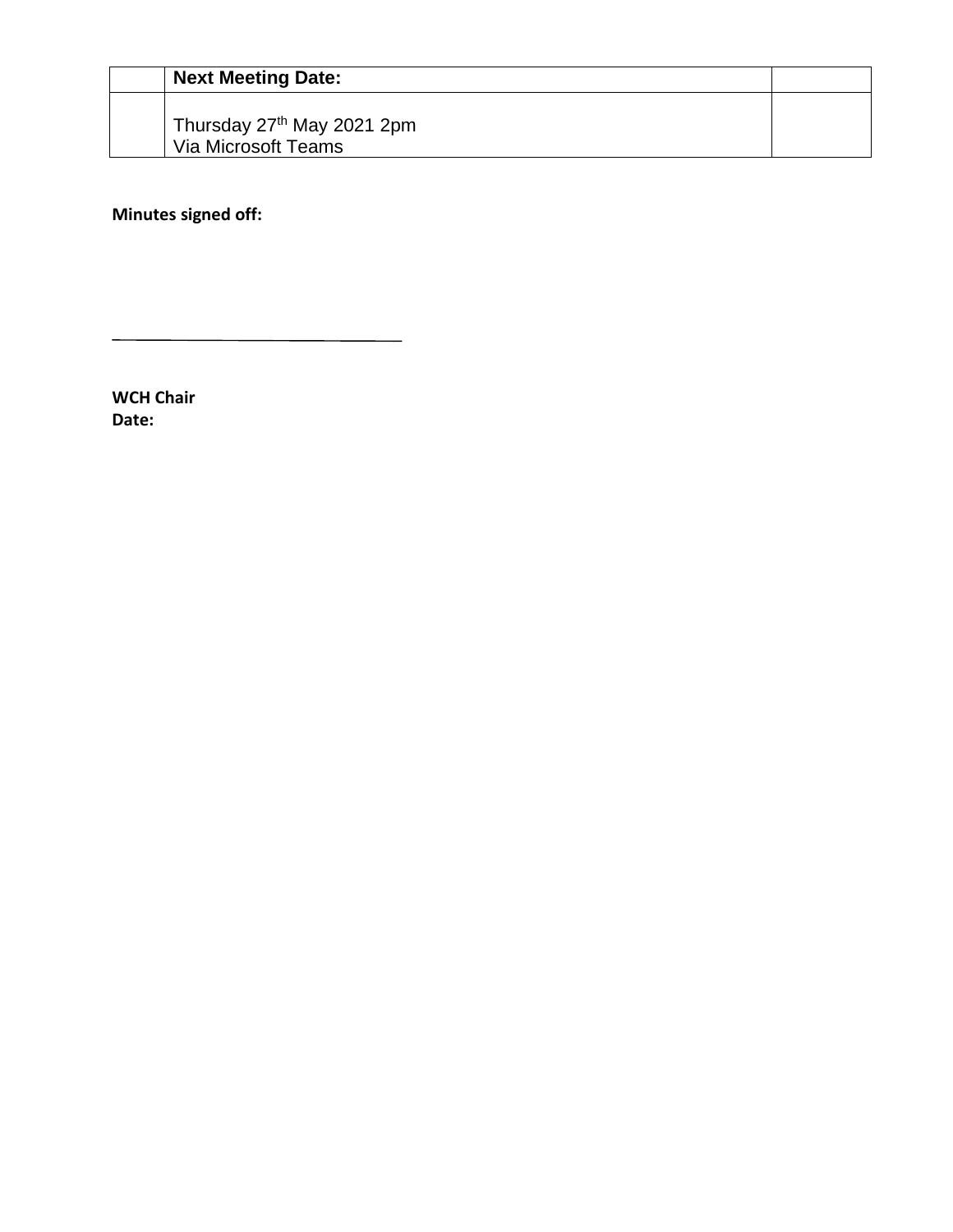| | Next Meeting Date: | |
|---|---|---|
| | Thursday 27th May 2021 2pm<br>Via Microsoft Teams | |

**Minutes signed off:**

\_\_\_\_\_\_\_\_\_\_\_\_\_\_\_\_\_\_\_\_\_\_\_\_\_\_\_\_\_\_\_\_\_\_

**WCH Chair**
**Date:**